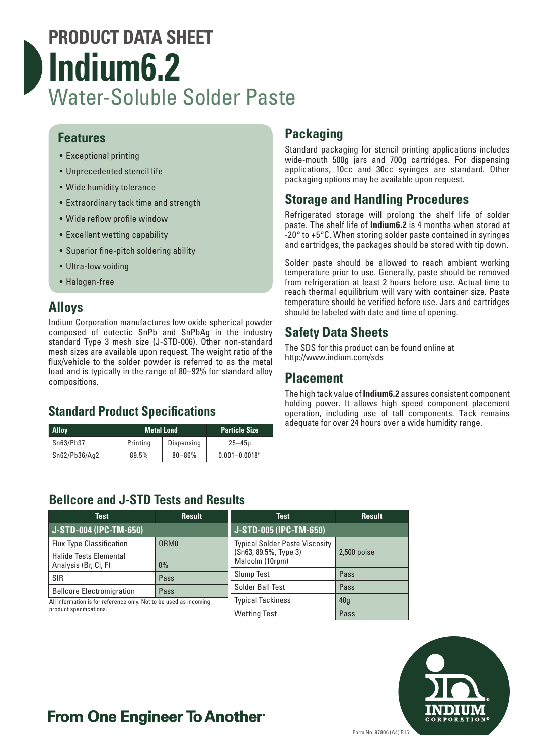# PRODUCT DATA SHEET
# Indium6.2
## Water-Soluble Solder Paste

### Features

- Exceptional printing
- Unprecedented stencil life
- Wide humidity tolerance
- Extraordinary tack time and strength
- Wide reflow profile window
- Excellent wetting capability
- Superior fine-pitch soldering ability
- Ultra-low voiding
- Halogen-free

### Alloys

Indium Corporation manufactures low oxide spherical powder composed of eutectic SnPb and SnPbAg in the industry standard Type 3 mesh size (J-STD-006). Other non-standard mesh sizes are available upon request. The weight ratio of the flux/vehicle to the solder powder is referred to as the metal load and is typically in the range of 80–92% for standard alloy compositions.

### Standard Product Specifications

| Alloy | Metal Load | | Particle Size |
|---|---|---|---|
| Sn63/Pb37 | Printing | Dispensing | 25–45μ |
| Sn62/Pb36/Ag2 | 89.5% | 80–86% | 0.001–0.0018" |

### Packaging

Standard packaging for stencil printing applications includes wide-mouth 500g jars and 700g cartridges. For dispensing applications, 10cc and 30cc syringes are standard. Other packaging options may be available upon request.

### Storage and Handling Procedures

Refrigerated storage will prolong the shelf life of solder paste. The shelf life of **Indium6.2** is 4 months when stored at -20° to +5°C. When storing solder paste contained in syringes and cartridges, the packages should be stored with tip down.

Solder paste should be allowed to reach ambient working temperature prior to use. Generally, paste should be removed from refrigeration at least 2 hours before use. Actual time to reach thermal equilibrium will vary with container size. Paste temperature should be verified before use. Jars and cartridges should be labeled with date and time of opening.

### Safety Data Sheets

The SDS for this product can be found online at http://www.indium.com/sds

### Placement

The high tack value of **Indium6.2** assures consistent component holding power. It allows high speed component placement operation, including use of tall components. Tack remains adequate for over 24 hours over a wide humidity range.

### Bellcore and J-STD Tests and Results

| Test | Result |
|---|---|
| **J-STD-004 (IPC-TM-650)** | |
| Flux Type Classification | ORM0 |
| Halide Tests Elemental Analysis (Br, Cl, F) | 0% |
| SIR | Pass |
| Bellcore Electromigration | Pass |

All information is for reference only. Not to be used as incoming product specifications.

| Test | Result |
|---|---|
| **J-STD-005 (IPC-TM-650)** | |
| Typical Solder Paste Viscosity (Sn63, 89.5%, Type 3) Malcolm (10rpm) | 2,500 poise |
| Slump Test | Pass |
| Solder Ball Test | Pass |
| Typical Tackiness | 40g |
| Wetting Test | Pass |

**From One Engineer To Another®**

Form No. 97806 (A4) R15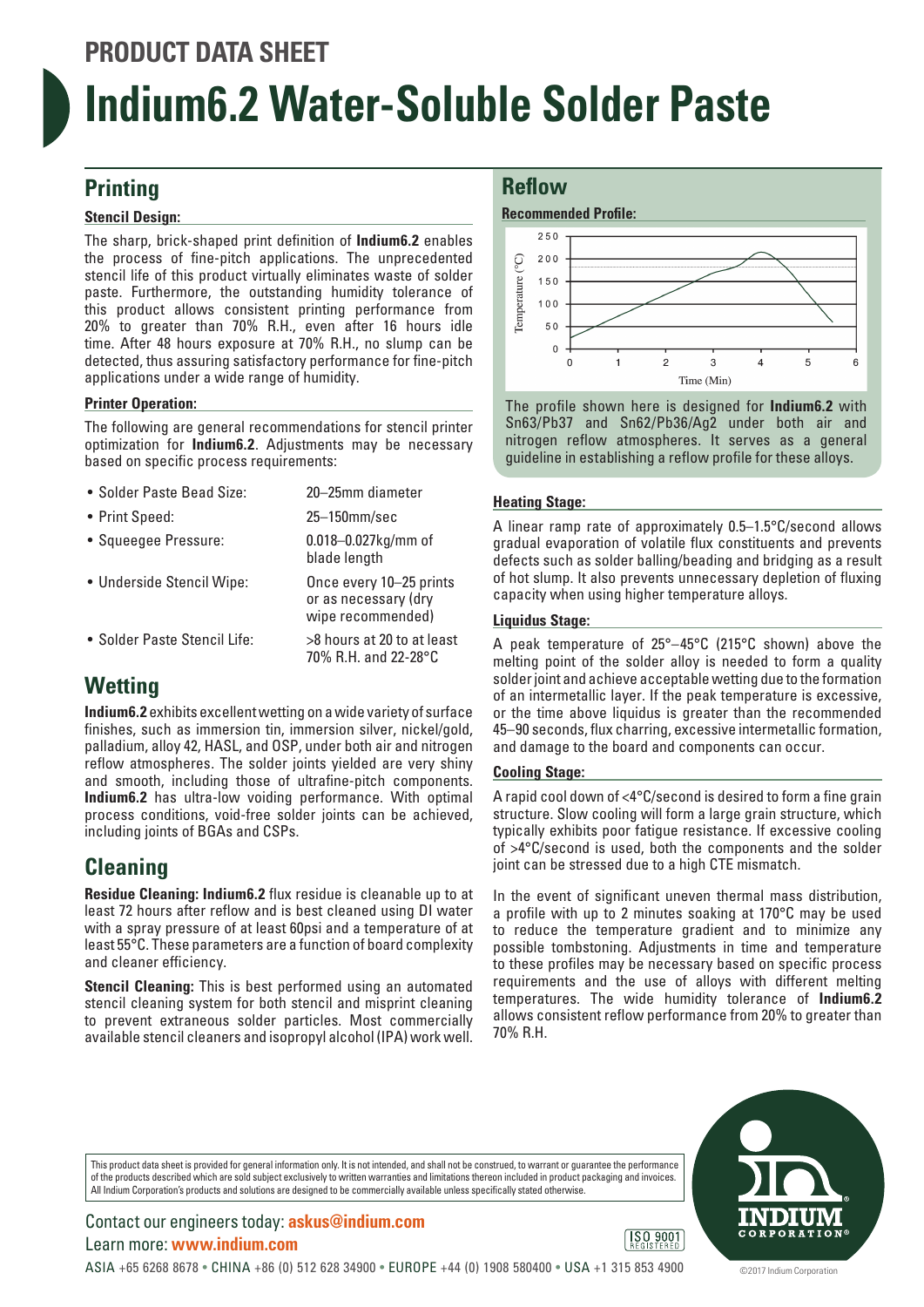PRODUCT DATA SHEET

# Indium6.2 Water-Soluble Solder Paste

## Printing

### Stencil Design:

The sharp, brick-shaped print definition of **Indium6.2** enables the process of fine-pitch applications. The unprecedented stencil life of this product virtually eliminates waste of solder paste. Furthermore, the outstanding humidity tolerance of this product allows consistent printing performance from 20% to greater than 70% R.H., even after 16 hours idle time. After 48 hours exposure at 70% R.H., no slump can be detected, thus assuring satisfactory performance for fine-pitch applications under a wide range of humidity.

### Printer Operation:

The following are general recommendations for stencil printer optimization for **Indium6.2**. Adjustments may be necessary based on specific process requirements:

| | |
|---|---|
| • Solder Paste Bead Size: | 20–25mm diameter |
| • Print Speed: | 25–150mm/sec |
| • Squeegee Pressure: | 0.018–0.027kg/mm of blade length |
| • Underside Stencil Wipe: | Once every 10–25 prints or as necessary (dry wipe recommended) |
| • Solder Paste Stencil Life: | >8 hours at 20 to at least 70% R.H. and 22-28°C |

## Wetting

**Indium6.2** exhibits excellent wetting on a wide variety of surface finishes, such as immersion tin, immersion silver, nickel/gold, palladium, alloy 42, HASL, and OSP, under both air and nitrogen reflow atmospheres. The solder joints yielded are very shiny and smooth, including those of ultrafine-pitch components. **Indium6.2** has ultra-low voiding performance. With optimal process conditions, void-free solder joints can be achieved, including joints of BGAs and CSPs.

## Cleaning

**Residue Cleaning: Indium6.2** flux residue is cleanable up to at least 72 hours after reflow and is best cleaned using DI water with a spray pressure of at least 60psi and a temperature of at least 55°C. These parameters are a function of board complexity and cleaner efficiency.

**Stencil Cleaning:** This is best performed using an automated stencil cleaning system for both stencil and misprint cleaning to prevent extraneous solder particles. Most commercially available stencil cleaners and isopropyl alcohol (IPA) work well.

## Reflow

### Recommended Profile:

Temperature (°C)
250
200
150
100
50
0
0 1 2 3 4 5 6
Time (Min)

The profile shown here is designed for **Indium6.2** with Sn63/Pb37 and Sn62/Pb36/Ag2 under both air and nitrogen reflow atmospheres. It serves as a general guideline in establishing a reflow profile for these alloys.

### Heating Stage:

A linear ramp rate of approximately 0.5–1.5°C/second allows gradual evaporation of volatile flux constituents and prevents defects such as solder balling/beading and bridging as a result of hot slump. It also prevents unnecessary depletion of fluxing capacity when using higher temperature alloys.

### Liquidus Stage:

A peak temperature of 25°–45°C (215°C shown) above the melting point of the solder alloy is needed to form a quality solder joint and achieve acceptable wetting due to the formation of an intermetallic layer. If the peak temperature is excessive, or the time above liquidus is greater than the recommended 45–90 seconds, flux charring, excessive intermetallic formation, and damage to the board and components can occur.

### Cooling Stage:

A rapid cool down of <4°C/second is desired to form a fine grain structure. Slow cooling will form a large grain structure, which typically exhibits poor fatigue resistance. If excessive cooling of >4°C/second is used, both the components and the solder joint can be stressed due to a high CTE mismatch.

In the event of significant uneven thermal mass distribution, a profile with up to 2 minutes soaking at 170°C may be used to reduce the temperature gradient and to minimize any possible tombstoning. Adjustments in time and temperature to these profiles may be necessary based on specific process requirements and the use of alloys with different melting temperatures. The wide humidity tolerance of **Indium6.2** allows consistent reflow performance from 20% to greater than 70% R.H.

This product data sheet is provided for general information only. It is not intended, and shall not be construed, to warrant or guarantee the performance of the products described which are sold subject exclusively to written warranties and limitations thereon included in product packaging and invoices. All Indium Corporation's products and solutions are designed to be commercially available unless specifically stated otherwise.

Contact our engineers today: **askus@indium.com**

Learn more: **www.indium.com**

ISO 9001 REGISTERED

ASIA +65 6268 8678 • CHINA +86 (0) 512 628 34900 • EUROPE +44 (0) 1908 580400 • USA +1 315 853 4900

INDIUM CORPORATION®

©2017 Indium Corporation